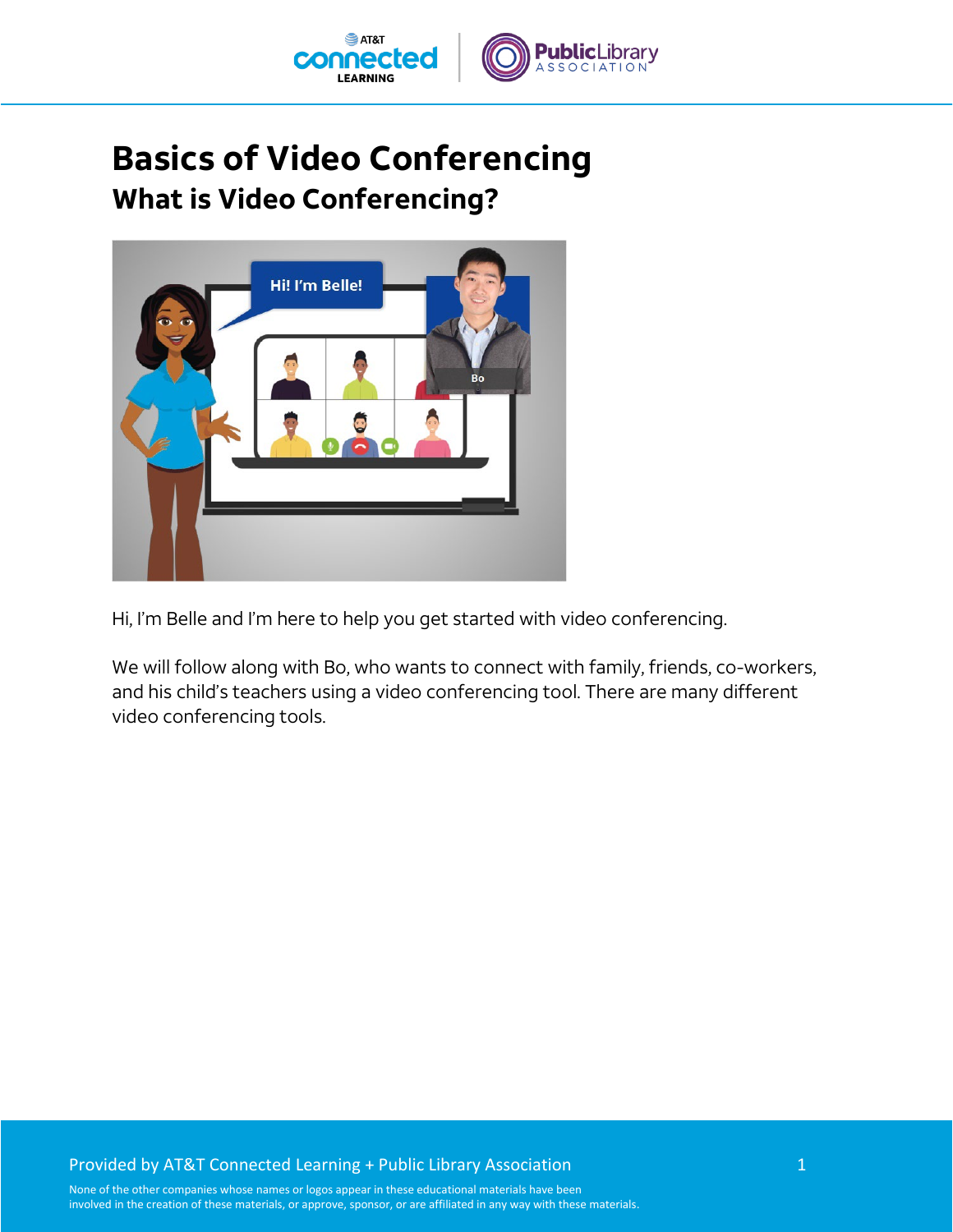# Basics of Video Conferencing

## What is Video Conferencing?

Hi, I'm Belle and I'm here to help you get started with video conferencing.

We will follow along with Bo, who wants to connect with family, friends, co-workers, and his child's teachers using a video conferencing tool. There are many different video conferencing tools.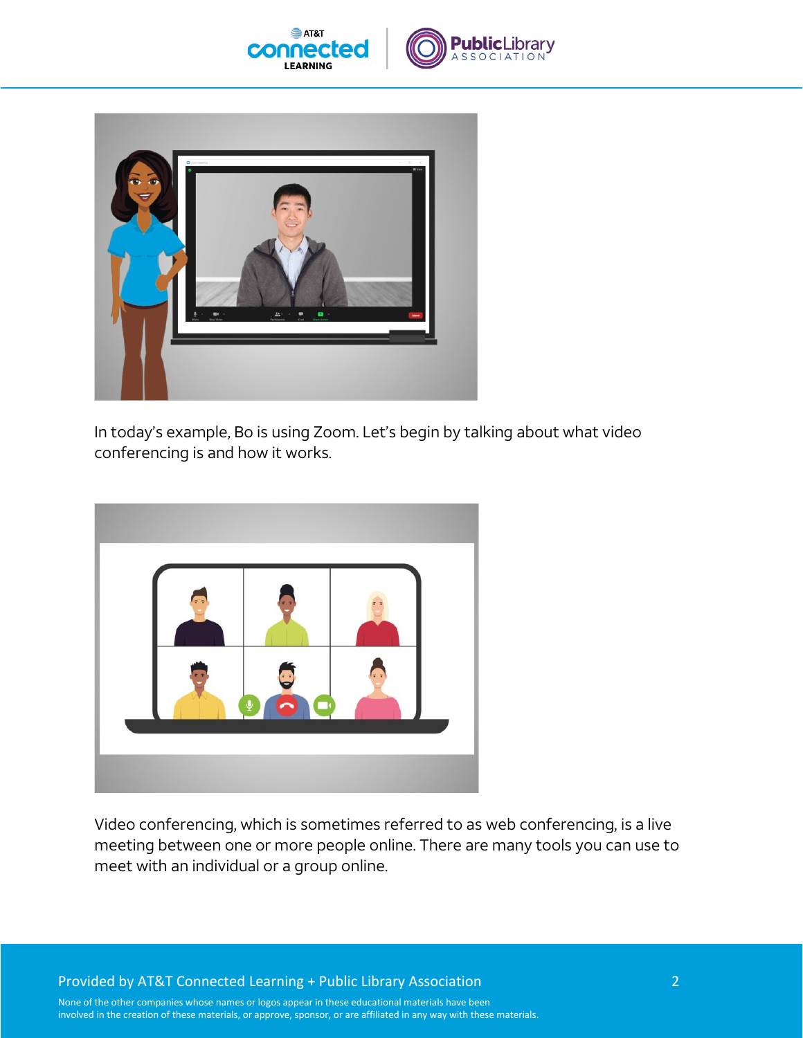In today's example, Bo is using Zoom. Let's begin by talking about what video conferencing is and how it works.

Video conferencing, which is sometimes referred to as web conferencing, is a live meeting between one or more people online. There are many tools you can use to meet with an individual or a group online.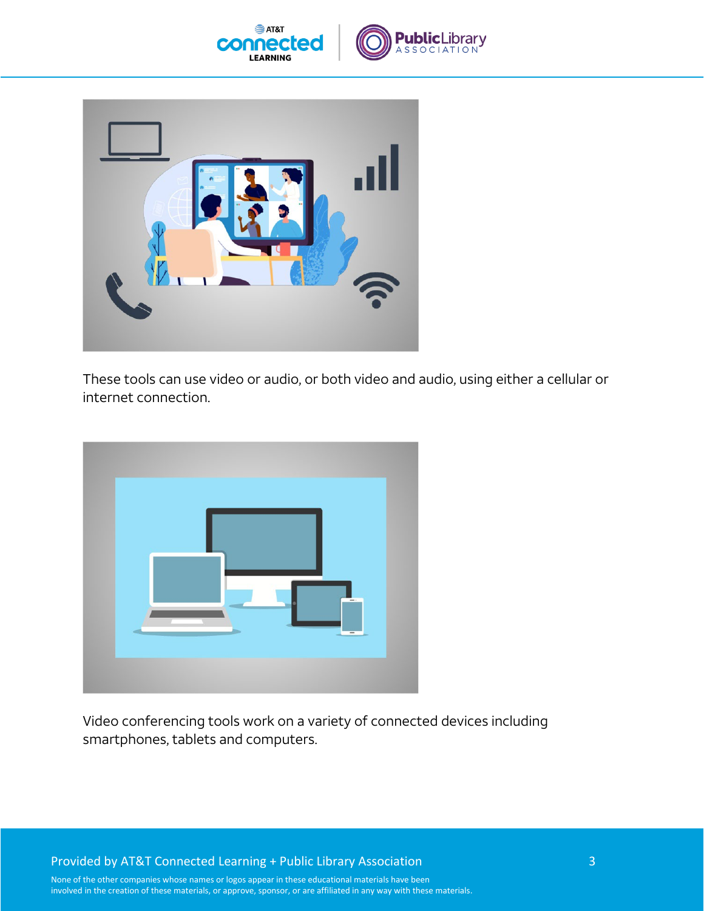These tools can use video or audio, or both video and audio, using either a cellular or internet connection.

Video conferencing tools work on a variety of connected devices including smartphones, tablets and computers.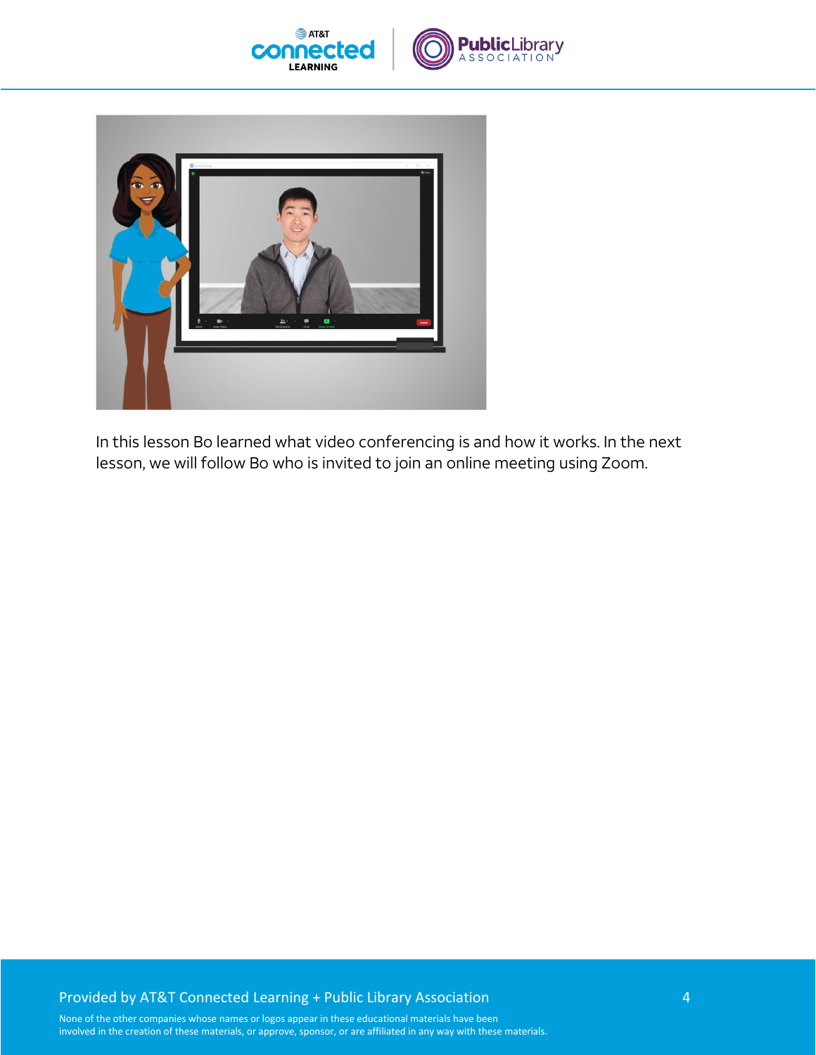In this lesson Bo learned what video conferencing is and how it works. In the next lesson, we will follow Bo who is invited to join an online meeting using Zoom.